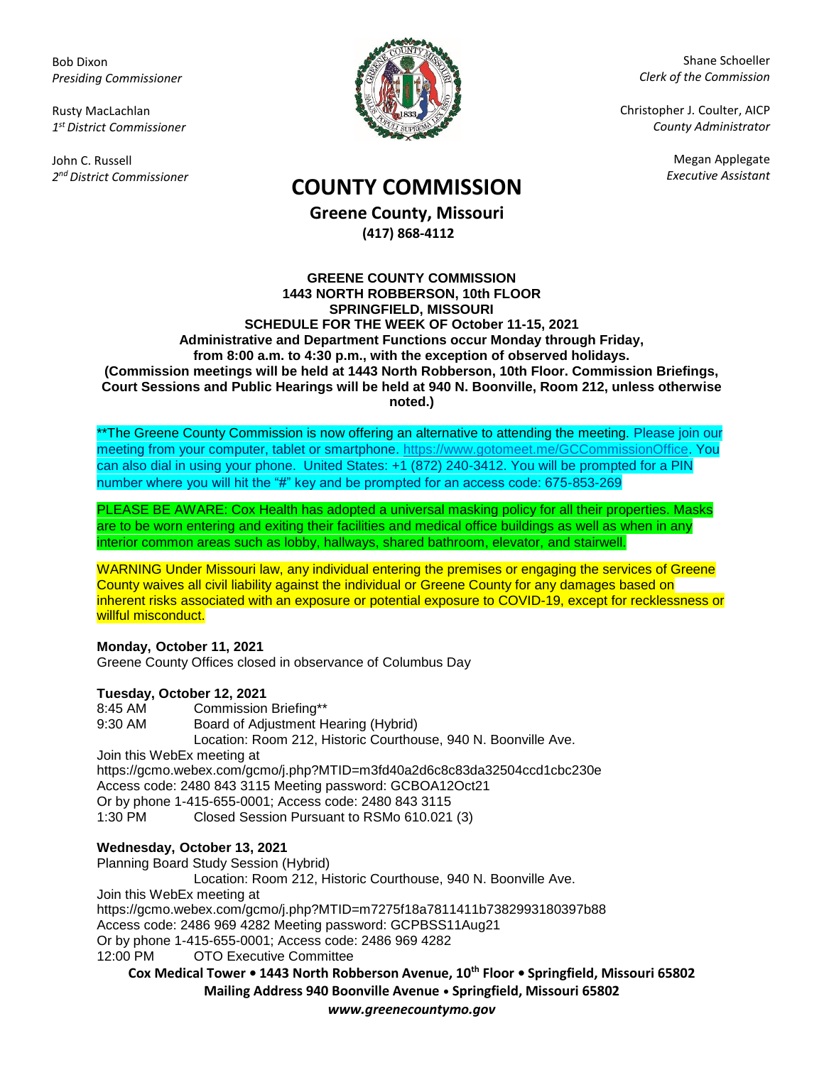Bob Dixon
*Presiding Commissioner*

Rusty MacLachlan
*1st District Commissioner*

John C. Russell
*2nd District Commissioner*

Shane Schoeller
*Clerk of the Commission*

Christopher J. Coulter, AICP
*County Administrator*

Megan Applegate
*Executive Assistant*

# COUNTY COMMISSION

**Greene County, Missouri**
**(417) 868-4112**

**GREENE COUNTY COMMISSION**
**1443 NORTH ROBBERSON, 10th FLOOR**
**SPRINGFIELD, MISSOURI**
**SCHEDULE FOR THE WEEK OF October 11-15, 2021**
**Administrative and Department Functions occur Monday through Friday, from 8:00 a.m. to 4:30 p.m., with the exception of observed holidays.**
**(Commission meetings will be held at 1443 North Robberson, 10th Floor. Commission Briefings, Court Sessions and Public Hearings will be held at 940 N. Boonville, Room 212, unless otherwise noted.)**

**The Greene County Commission is now offering an alternative to attending the meeting. Please join our meeting from your computer, tablet or smartphone. https://www.gotomeet.me/GCCommissionOffice. You can also dial in using your phone. United States: +1 (872) 240-3412. You will be prompted for a PIN number where you will hit the "#" key and be prompted for an access code: 675-853-269

PLEASE BE AWARE: Cox Health has adopted a universal masking policy for all their properties. Masks are to be worn entering and exiting their facilities and medical office buildings as well as when in any interior common areas such as lobby, hallways, shared bathroom, elevator, and stairwell.

WARNING Under Missouri law, any individual entering the premises or engaging the services of Greene County waives all civil liability against the individual or Greene County for any damages based on inherent risks associated with an exposure or potential exposure to COVID-19, except for recklessness or willful misconduct.

**Monday, October 11, 2021**
Greene County Offices closed in observance of Columbus Day

**Tuesday, October 12, 2021**
8:45 AM Commission Briefing**
9:30 AM Board of Adjustment Hearing (Hybrid)
Location: Room 212, Historic Courthouse, 940 N. Boonville Ave.
Join this WebEx meeting at
https://gcmo.webex.com/gcmo/j.php?MTID=m3fd40a2d6c8c83da32504ccd1cbc230e
Access code: 2480 843 3115 Meeting password: GCBOA12Oct21
Or by phone 1-415-655-0001; Access code: 2480 843 3115
1:30 PM Closed Session Pursuant to RSMo 610.021 (3)

**Wednesday, October 13, 2021**
Planning Board Study Session (Hybrid)
Location: Room 212, Historic Courthouse, 940 N. Boonville Ave.
Join this WebEx meeting at
https://gcmo.webex.com/gcmo/j.php?MTID=m7275f18a7811411b7382993180397b88
Access code: 2486 969 4282 Meeting password: GCPBSS11Aug21
Or by phone 1-415-655-0001; Access code: 2486 969 4282
12:00 PM OTO Executive Committee

**Cox Medical Tower • 1443 North Robberson Avenue, 10th Floor • Springfield, Missouri 65802**
**Mailing Address 940 Boonville Avenue • Springfield, Missouri 65802**
***www.greenecountymo.gov***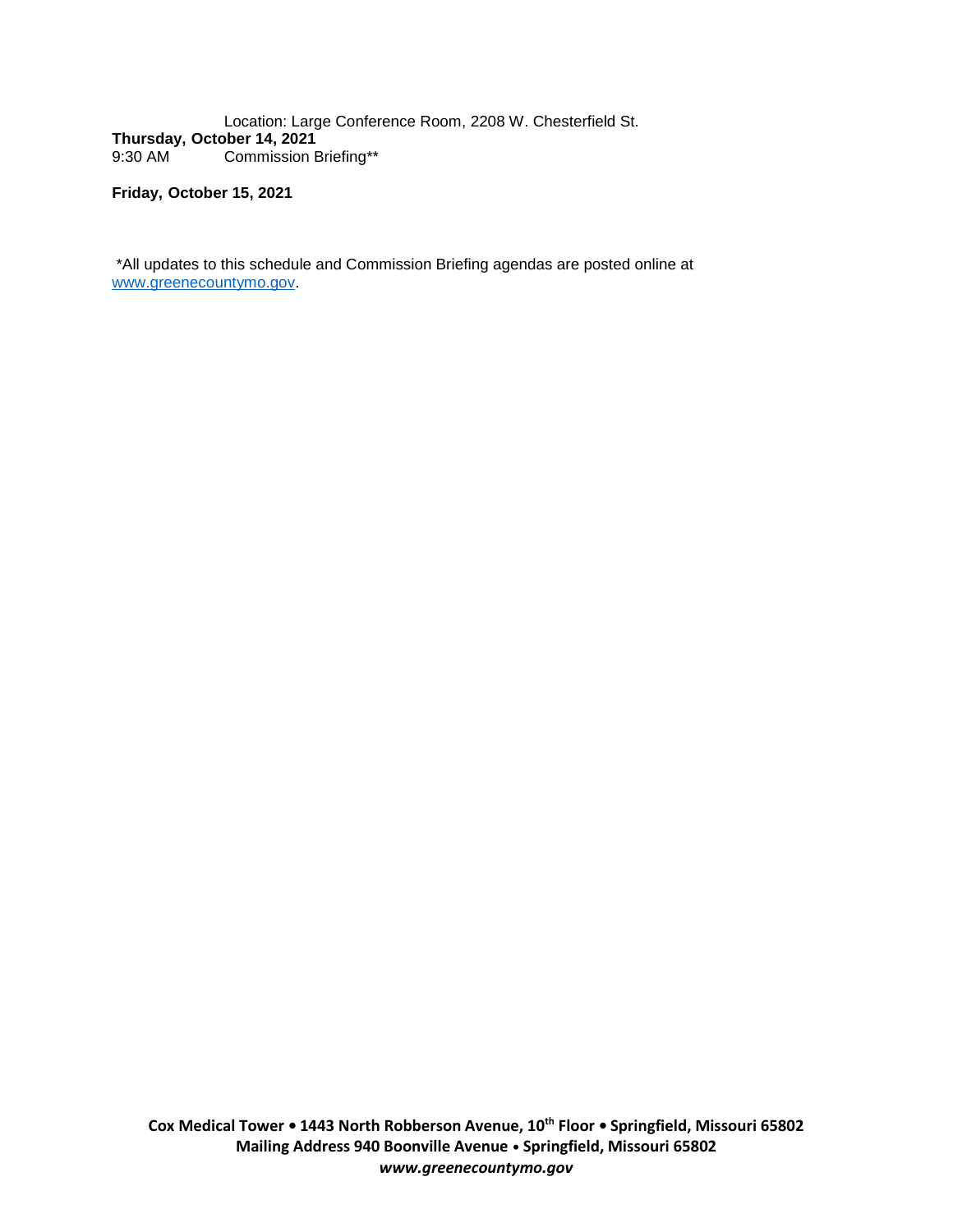Location: Large Conference Room, 2208 W. Chesterfield St.

**Thursday, October 14, 2021**

9:30 AM Commission Briefing**

**Friday, October 15, 2021**

*All updates to this schedule and Commission Briefing agendas are posted online at www.greenecountymo.gov.

**Cox Medical Tower • 1443 North Robberson Avenue, 10th Floor • Springfield, Missouri 65802**
**Mailing Address 940 Boonville Avenue • Springfield, Missouri 65802**
***www.greenecountymo.gov***